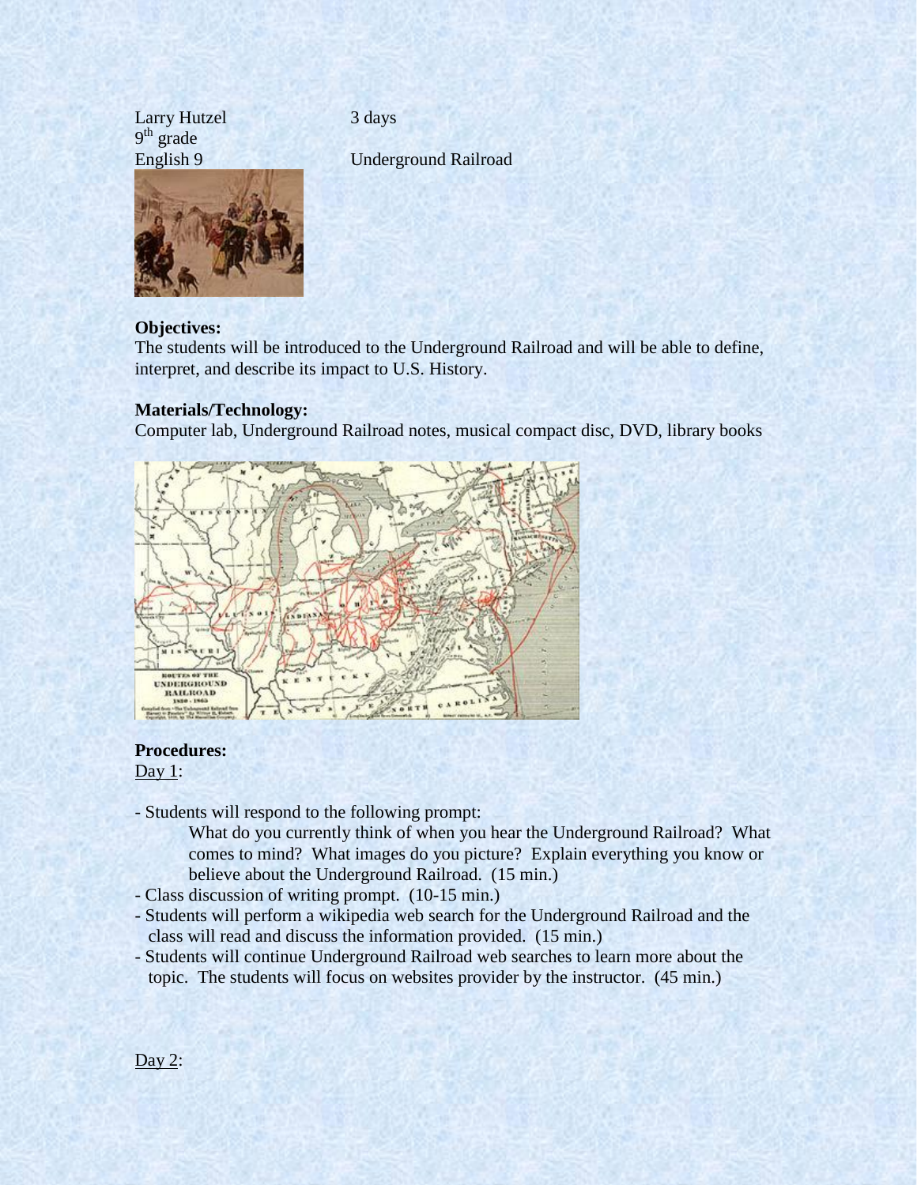Larry Hutzel 3 days
9th grade
English 9 Underground Railroad

**Objectives:**
The students will be introduced to the Underground Railroad and will be able to define, interpret, and describe its impact to U.S. History.

**Materials/Technology:**
Computer lab, Underground Railroad notes, musical compact disc, DVD, library books

**Procedures:**

Day 1:

- Students will respond to the following prompt:

  What do you currently think of when you hear the Underground Railroad? What comes to mind? What images do you picture? Explain everything you know or believe about the Underground Railroad. (15 min.)

- Class discussion of writing prompt. (10-15 min.)
- Students will perform a wikipedia web search for the Underground Railroad and the class will read and discuss the information provided. (15 min.)
- Students will continue Underground Railroad web searches to learn more about the topic. The students will focus on websites provider by the instructor. (45 min.)

Day 2: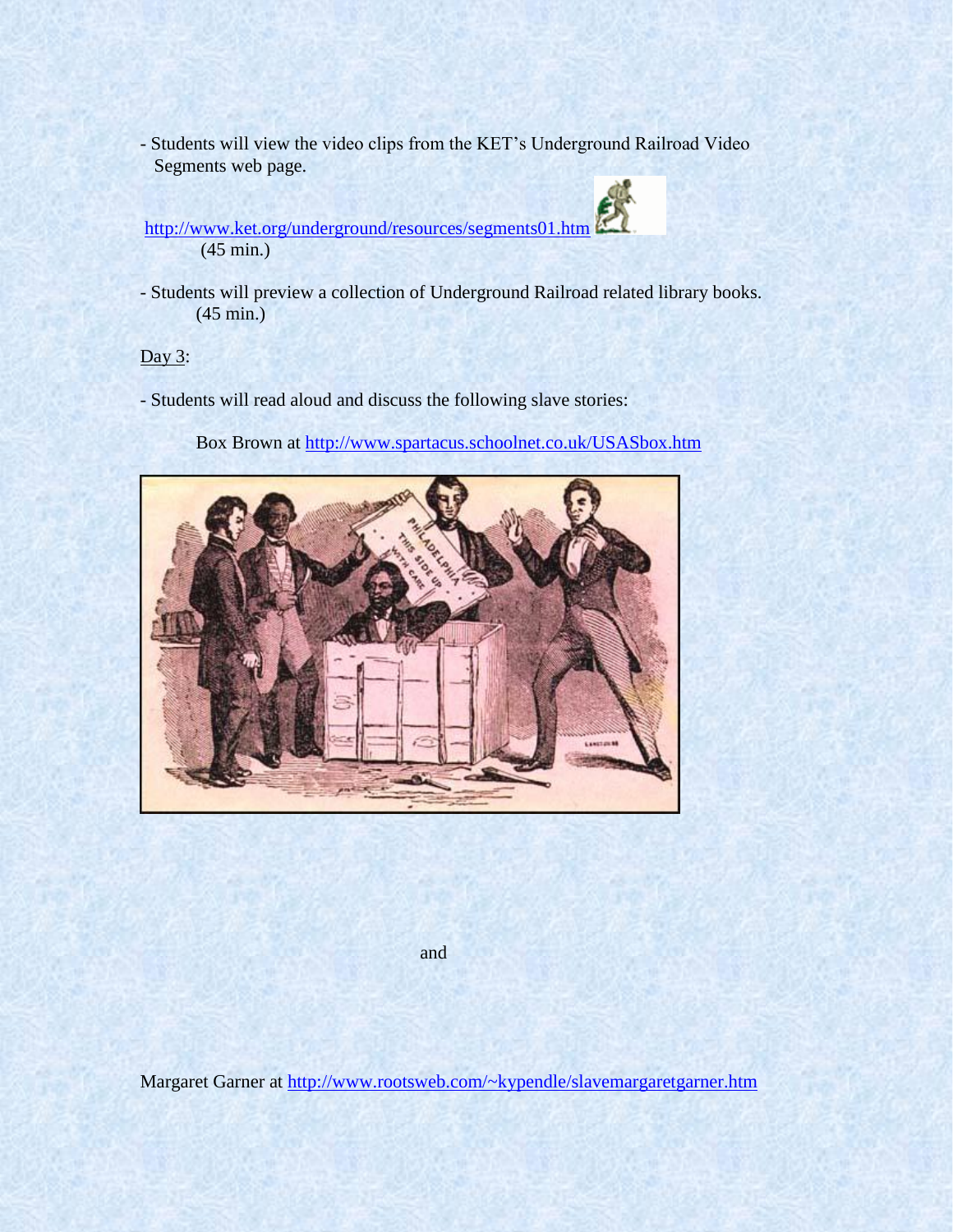- Students will view the video clips from the KET's Underground Railroad Video Segments web page.

http://www.ket.org/underground/resources/segments01.htm
(45 min.)

- Students will preview a collection of Underground Railroad related library books. (45 min.)

Day 3:

- Students will read aloud and discuss the following slave stories:

Box Brown at http://www.spartacus.schoolnet.co.uk/USASbox.htm

and

Margaret Garner at http://www.rootsweb.com/~kypendle/slavemargaretgarner.htm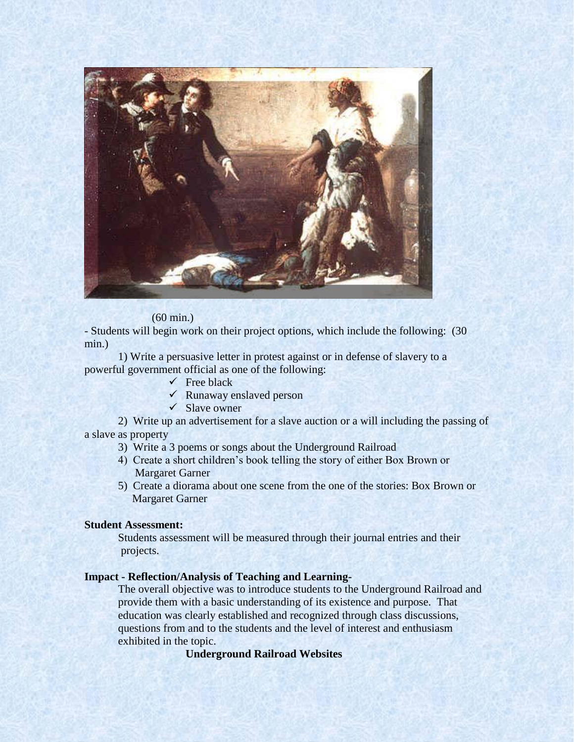(60 min.)

- Students will begin work on their project options, which include the following: (30 min.)

1) Write a persuasive letter in protest against or in defense of slavery to a powerful government official as one of the following:
   - ✓ Free black
   - ✓ Runaway enslaved person
   - ✓ Slave owner
2) Write up an advertisement for a slave auction or a will including the passing of a slave as property
3) Write a 3 poems or songs about the Underground Railroad
4) Create a short children's book telling the story of either Box Brown or Margaret Garner
5) Create a diorama about one scene from the one of the stories: Box Brown or Margaret Garner

**Student Assessment:**

Students assessment will be measured through their journal entries and their projects.

**Impact - Reflection/Analysis of Teaching and Learning-**

The overall objective was to introduce students to the Underground Railroad and provide them with a basic understanding of its existence and purpose. That education was clearly established and recognized through class discussions, questions from and to the students and the level of interest and enthusiasm exhibited in the topic.

**Underground Railroad Websites**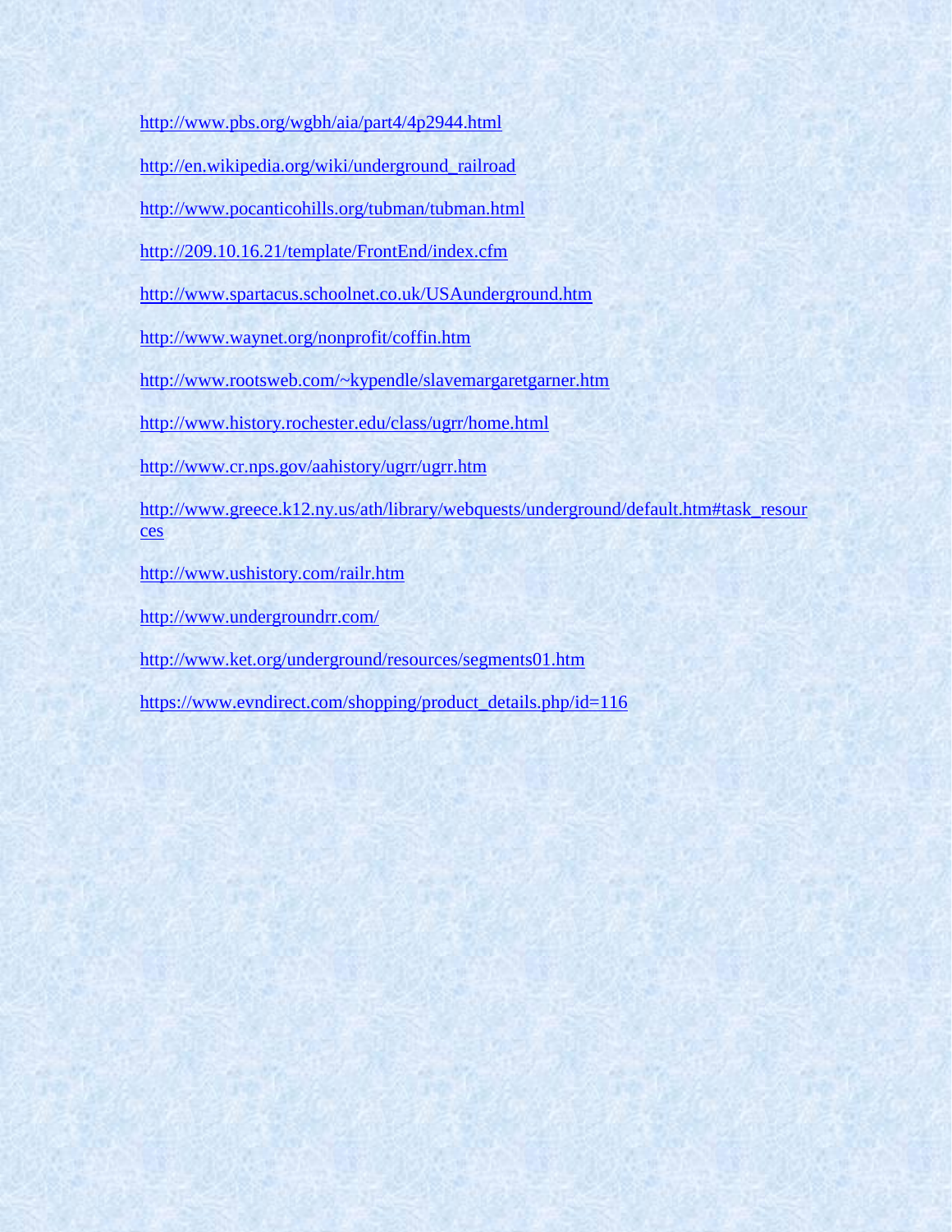http://www.pbs.org/wgbh/aia/part4/4p2944.html

http://en.wikipedia.org/wiki/underground_railroad

http://www.pocanticohills.org/tubman/tubman.html

http://209.10.16.21/template/FrontEnd/index.cfm

http://www.spartacus.schoolnet.co.uk/USAunderground.htm

http://www.waynet.org/nonprofit/coffin.htm

http://www.rootsweb.com/~kypendle/slavemargaretgarner.htm

http://www.history.rochester.edu/class/ugrr/home.html

http://www.cr.nps.gov/aahistory/ugrr/ugrr.htm

http://www.greece.k12.ny.us/ath/library/webquests/underground/default.htm#task_resources

http://www.ushistory.com/railr.htm

http://www.undergroundrr.com/

http://www.ket.org/underground/resources/segments01.htm

https://www.evndirect.com/shopping/product_details.php/id=116